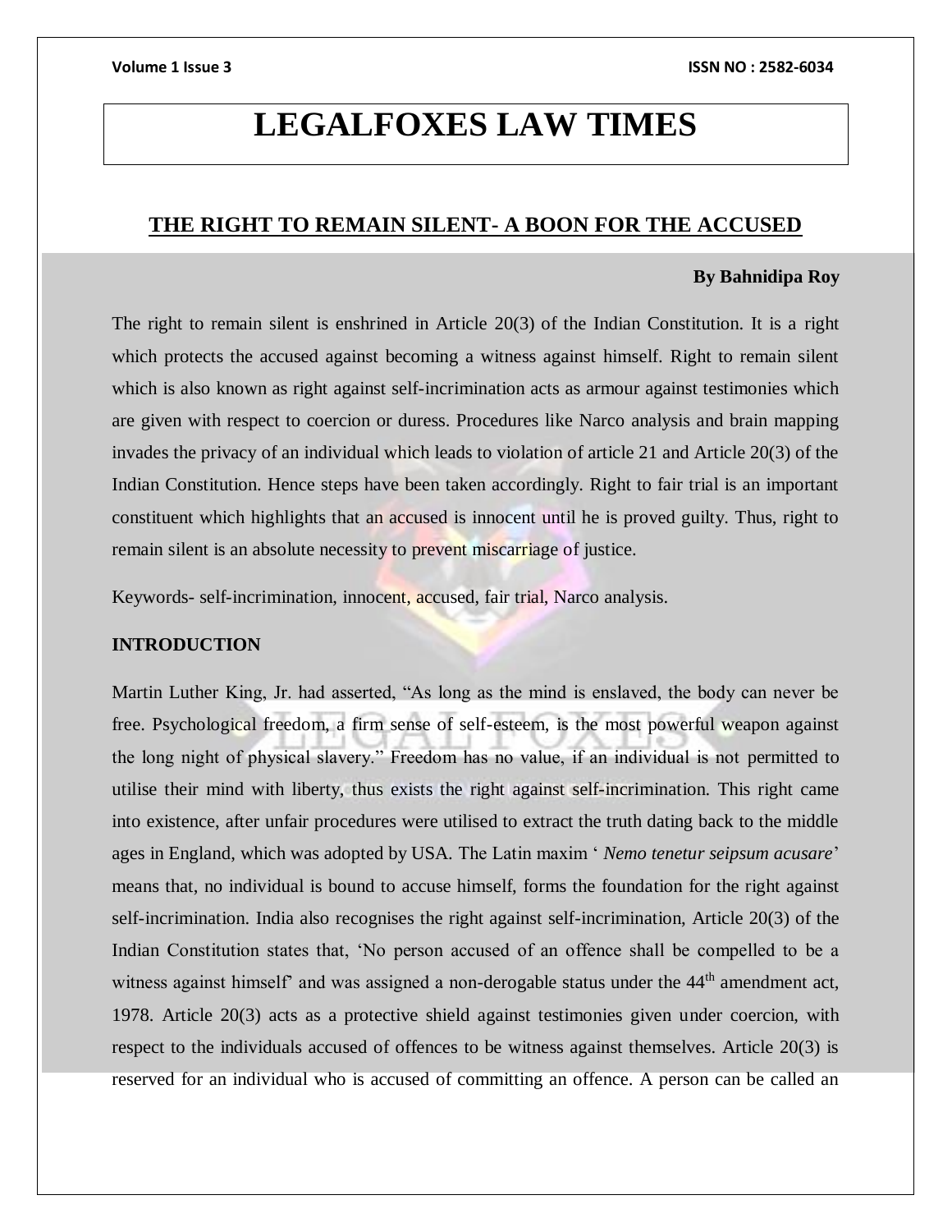# LEGALFOXES LAW TIMES

## THE RIGHT TO REMAIN SILENT- A BOON FOR THE ACCUSED

**By Bahnidipa Roy**

The right to remain silent is enshrined in Article 20(3) of the Indian Constitution. It is a right which protects the accused against becoming a witness against himself. Right to remain silent which is also known as right against self-incrimination acts as armour against testimonies which are given with respect to coercion or duress. Procedures like Narco analysis and brain mapping invades the privacy of an individual which leads to violation of article 21 and Article 20(3) of the Indian Constitution. Hence steps have been taken accordingly. Right to fair trial is an important constituent which highlights that an accused is innocent until he is proved guilty. Thus, right to remain silent is an absolute necessity to prevent miscarriage of justice.

Keywords- self-incrimination, innocent, accused, fair trial, Narco analysis.

**INTRODUCTION**

Martin Luther King, Jr. had asserted, "As long as the mind is enslaved, the body can never be free. Psychological freedom, a firm sense of self-esteem, is the most powerful weapon against the long night of physical slavery." Freedom has no value, if an individual is not permitted to utilise their mind with liberty, thus exists the right against self-incrimination. This right came into existence, after unfair procedures were utilised to extract the truth dating back to the middle ages in England, which was adopted by USA. The Latin maxim ' *Nemo tenetur seipsum acusare*' means that, no individual is bound to accuse himself, forms the foundation for the right against self-incrimination. India also recognises the right against self-incrimination, Article 20(3) of the Indian Constitution states that, 'No person accused of an offence shall be compelled to be a witness against himself' and was assigned a non-derogable status under the 44th amendment act, 1978. Article 20(3) acts as a protective shield against testimonies given under coercion, with respect to the individuals accused of offences to be witness against themselves. Article 20(3) is reserved for an individual who is accused of committing an offence. A person can be called an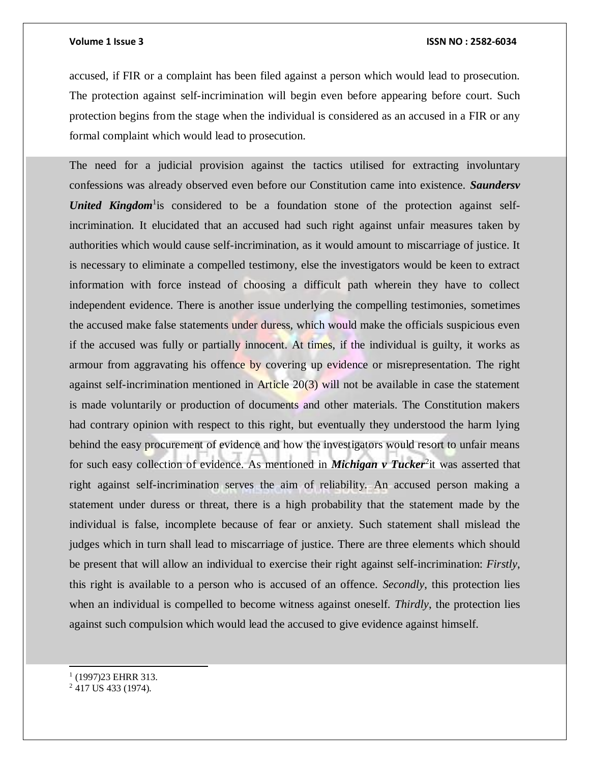accused, if FIR or a complaint has been filed against a person which would lead to prosecution. The protection against self-incrimination will begin even before appearing before court. Such protection begins from the stage when the individual is considered as an accused in a FIR or any formal complaint which would lead to prosecution.

The need for a judicial provision against the tactics utilised for extracting involuntary confessions was already observed even before our Constitution came into existence. ***Saundersv United Kingdom***[1] is considered to be a foundation stone of the protection against self-incrimination. It elucidated that an accused had such right against unfair measures taken by authorities which would cause self-incrimination, as it would amount to miscarriage of justice. It is necessary to eliminate a compelled testimony, else the investigators would be keen to extract information with force instead of choosing a difficult path wherein they have to collect independent evidence. There is another issue underlying the compelling testimonies, sometimes the accused make false statements under duress, which would make the officials suspicious even if the accused was fully or partially innocent. At times, if the individual is guilty, it works as armour from aggravating his offence by covering up evidence or misrepresentation. The right against self-incrimination mentioned in Article 20(3) will not be available in case the statement is made voluntarily or production of documents and other materials. The Constitution makers had contrary opinion with respect to this right, but eventually they understood the harm lying behind the easy procurement of evidence and how the investigators would resort to unfair means for such easy collection of evidence. As mentioned in ***Michigan v Tucker***[2] it was asserted that right against self-incrimination serves the aim of reliability. An accused person making a statement under duress or threat, there is a high probability that the statement made by the individual is false, incomplete because of fear or anxiety. Such statement shall mislead the judges which in turn shall lead to miscarriage of justice. There are three elements which should be present that will allow an individual to exercise their right against self-incrimination: *Firstly*, this right is available to a person who is accused of an offence. *Secondly*, this protection lies when an individual is compelled to become witness against oneself. *Thirdly*, the protection lies against such compulsion which would lead the accused to give evidence against himself.

---

[1] (1997)23 EHRR 313.

[2] 417 US 433 (1974).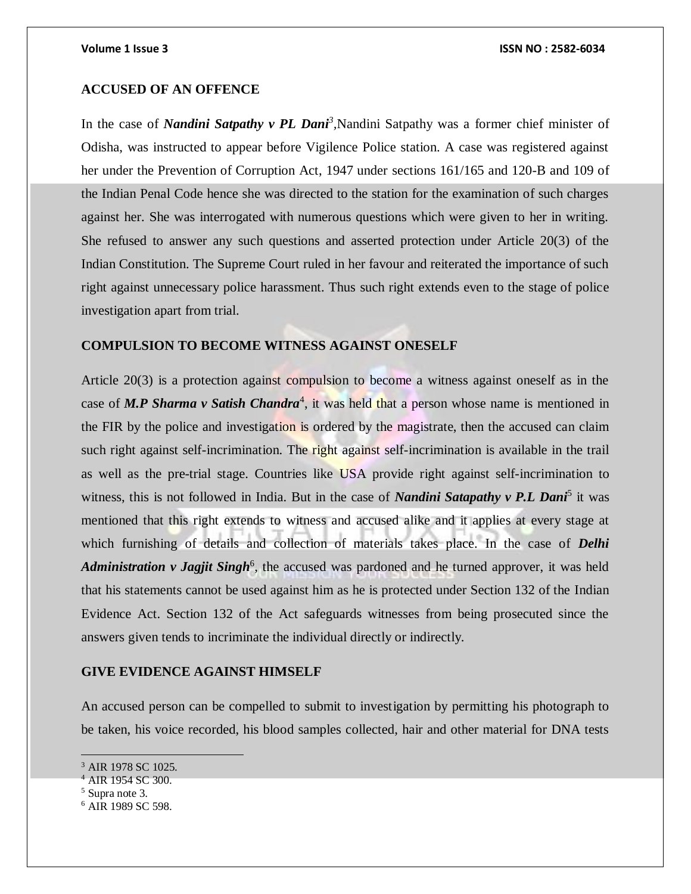### ACCUSED OF AN OFFENCE

In the case of ***Nandini Satpathy v PL Dani***[3],Nandini Satpathy was a former chief minister of Odisha, was instructed to appear before Vigilence Police station. A case was registered against her under the Prevention of Corruption Act, 1947 under sections 161/165 and 120-B and 109 of the Indian Penal Code hence she was directed to the station for the examination of such charges against her. She was interrogated with numerous questions which were given to her in writing. She refused to answer any such questions and asserted protection under Article 20(3) of the Indian Constitution. The Supreme Court ruled in her favour and reiterated the importance of such right against unnecessary police harassment. Thus such right extends even to the stage of police investigation apart from trial.

### COMPULSION TO BECOME WITNESS AGAINST ONESELF

Article 20(3) is a protection against compulsion to become a witness against oneself as in the case of ***M.P Sharma v Satish Chandra***[4], it was held that a person whose name is mentioned in the FIR by the police and investigation is ordered by the magistrate, then the accused can claim such right against self-incrimination. The right against self-incrimination is available in the trail as well as the pre-trial stage. Countries like USA provide right against self-incrimination to witness, this is not followed in India. But in the case of ***Nandini Satapathy v P.L Dani***[5] it was mentioned that this right extends to witness and accused alike and it applies at every stage at which furnishing of details and collection of materials takes place. In the case of ***Delhi Administration v Jagjit Singh***[6], the accused was pardoned and he turned approver, it was held that his statements cannot be used against him as he is protected under Section 132 of the Indian Evidence Act. Section 132 of the Act safeguards witnesses from being prosecuted since the answers given tends to incriminate the individual directly or indirectly.

### GIVE EVIDENCE AGAINST HIMSELF

An accused person can be compelled to submit to investigation by permitting his photograph to be taken, his voice recorded, his blood samples collected, hair and other material for DNA tests

---

[3] AIR 1978 SC 1025.
[4] AIR 1954 SC 300.
[5] Supra note 3.
[6] AIR 1989 SC 598.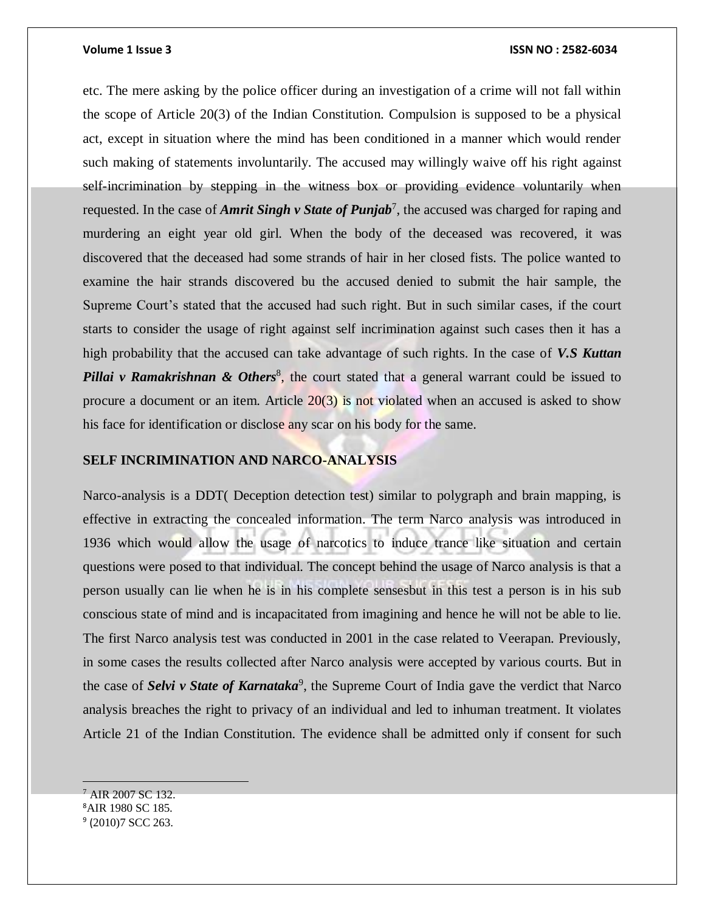etc. The mere asking by the police officer during an investigation of a crime will not fall within the scope of Article 20(3) of the Indian Constitution. Compulsion is supposed to be a physical act, except in situation where the mind has been conditioned in a manner which would render such making of statements involuntarily. The accused may willingly waive off his right against self-incrimination by stepping in the witness box or providing evidence voluntarily when requested. In the case of ***Amrit Singh v State of Punjab***[7], the accused was charged for raping and murdering an eight year old girl. When the body of the deceased was recovered, it was discovered that the deceased had some strands of hair in her closed fists. The police wanted to examine the hair strands discovered bu the accused denied to submit the hair sample, the Supreme Court's stated that the accused had such right. But in such similar cases, if the court starts to consider the usage of right against self incrimination against such cases then it has a high probability that the accused can take advantage of such rights. In the case of ***V.S Kuttan Pillai v Ramakrishnan & Others***[8], the court stated that a general warrant could be issued to procure a document or an item. Article 20(3) is not violated when an accused is asked to show his face for identification or disclose any scar on his body for the same.

## SELF INCRIMINATION AND NARCO-ANALYSIS

Narco-analysis is a DDT( Deception detection test) similar to polygraph and brain mapping, is effective in extracting the concealed information. The term Narco analysis was introduced in 1936 which would allow the usage of narcotics to induce trance like situation and certain questions were posed to that individual. The concept behind the usage of Narco analysis is that a person usually can lie when he is in his complete sensesbut in this test a person is in his sub conscious state of mind and is incapacitated from imagining and hence he will not be able to lie. The first Narco analysis test was conducted in 2001 in the case related to Veerapan. Previously, in some cases the results collected after Narco analysis were accepted by various courts. But in the case of ***Selvi v State of Karnataka***[9], the Supreme Court of India gave the verdict that Narco analysis breaches the right to privacy of an individual and led to inhuman treatment. It violates Article 21 of the Indian Constitution. The evidence shall be admitted only if consent for such

---

[7] AIR 2007 SC 132.
[8] AIR 1980 SC 185.
[9] (2010)7 SCC 263.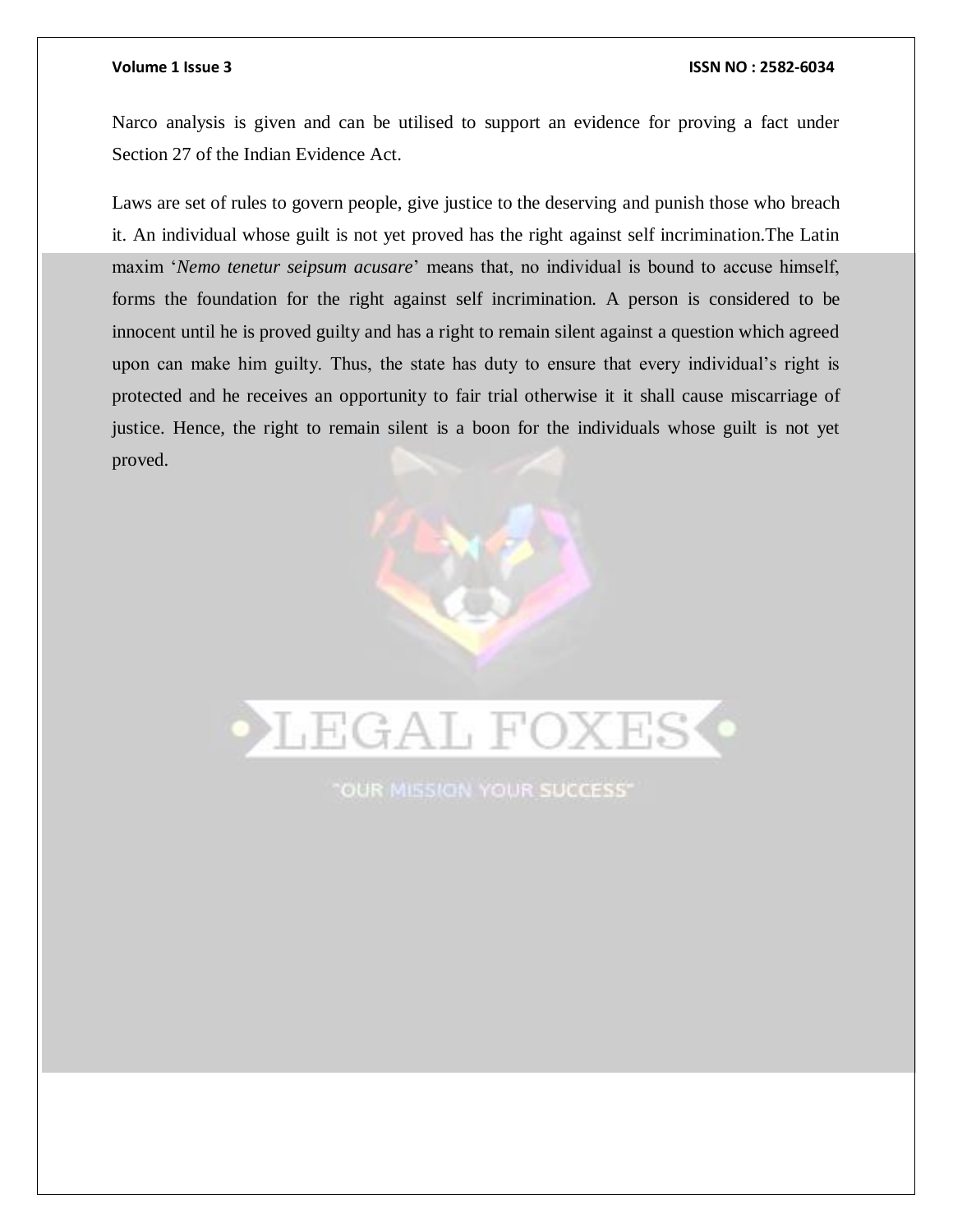Narco analysis is given and can be utilised to support an evidence for proving a fact under Section 27 of the Indian Evidence Act.

Laws are set of rules to govern people, give justice to the deserving and punish those who breach it. An individual whose guilt is not yet proved has the right against self incrimination.The Latin maxim '*Nemo tenetur seipsum acusare*' means that, no individual is bound to accuse himself, forms the foundation for the right against self incrimination. A person is considered to be innocent until he is proved guilty and has a right to remain silent against a question which agreed upon can make him guilty. Thus, the state has duty to ensure that every individual's right is protected and he receives an opportunity to fair trial otherwise it it shall cause miscarriage of justice. Hence, the right to remain silent is a boon for the individuals whose guilt is not yet proved.